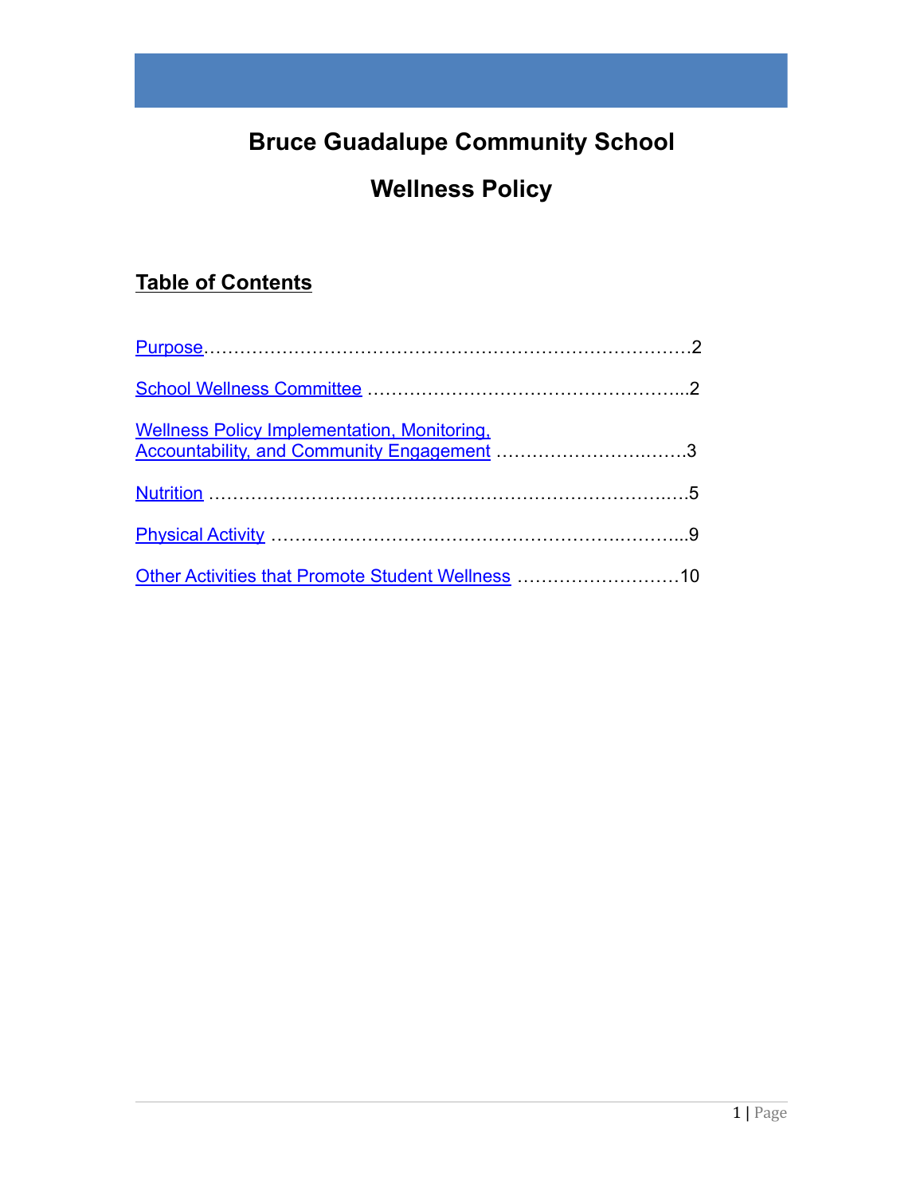# Bruce Guadalupe Community School

# Wellness Policy

## Table of Contents

Purpose……………………………………………………………………………2

School Wellness Committee ……………………………………………...2

Wellness Policy Implementation, Monitoring, Accountability, and Community Engagement ……………………….……3

Nutrition ……………………………………………………………..….5

Physical Activity ……………………………………………….………...9

Other Activities that Promote Student Wellness ………………………10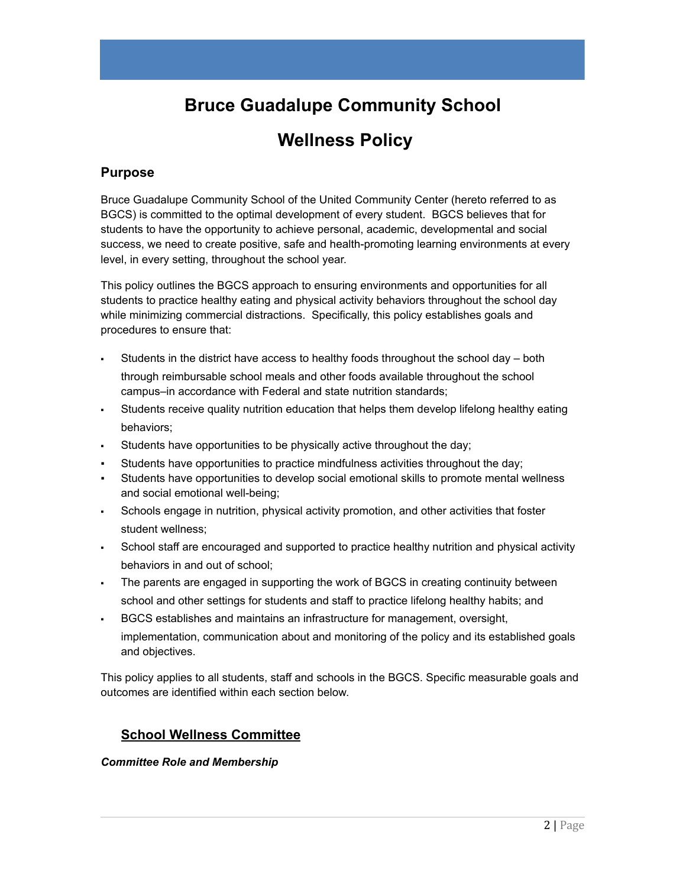# Bruce Guadalupe Community School

# Wellness Policy

## Purpose

Bruce Guadalupe Community School of the United Community Center (hereto referred to as BGCS) is committed to the optimal development of every student. BGCS believes that for students to have the opportunity to achieve personal, academic, developmental and social success, we need to create positive, safe and health-promoting learning environments at every level, in every setting, throughout the school year.

This policy outlines the BGCS approach to ensuring environments and opportunities for all students to practice healthy eating and physical activity behaviors throughout the school day while minimizing commercial distractions. Specifically, this policy establishes goals and procedures to ensure that:

- Students in the district have access to healthy foods throughout the school day – both through reimbursable school meals and other foods available throughout the school campus–in accordance with Federal and state nutrition standards;
- Students receive quality nutrition education that helps them develop lifelong healthy eating behaviors;
- Students have opportunities to be physically active throughout the day;
- Students have opportunities to practice mindfulness activities throughout the day;
- Students have opportunities to develop social emotional skills to promote mental wellness and social emotional well-being;
- Schools engage in nutrition, physical activity promotion, and other activities that foster student wellness;
- School staff are encouraged and supported to practice healthy nutrition and physical activity behaviors in and out of school;
- The parents are engaged in supporting the work of BGCS in creating continuity between school and other settings for students and staff to practice lifelong healthy habits; and
- BGCS establishes and maintains an infrastructure for management, oversight, implementation, communication about and monitoring of the policy and its established goals and objectives.

This policy applies to all students, staff and schools in the BGCS. Specific measurable goals and outcomes are identified within each section below.

## School Wellness Committee

***Committee Role and Membership***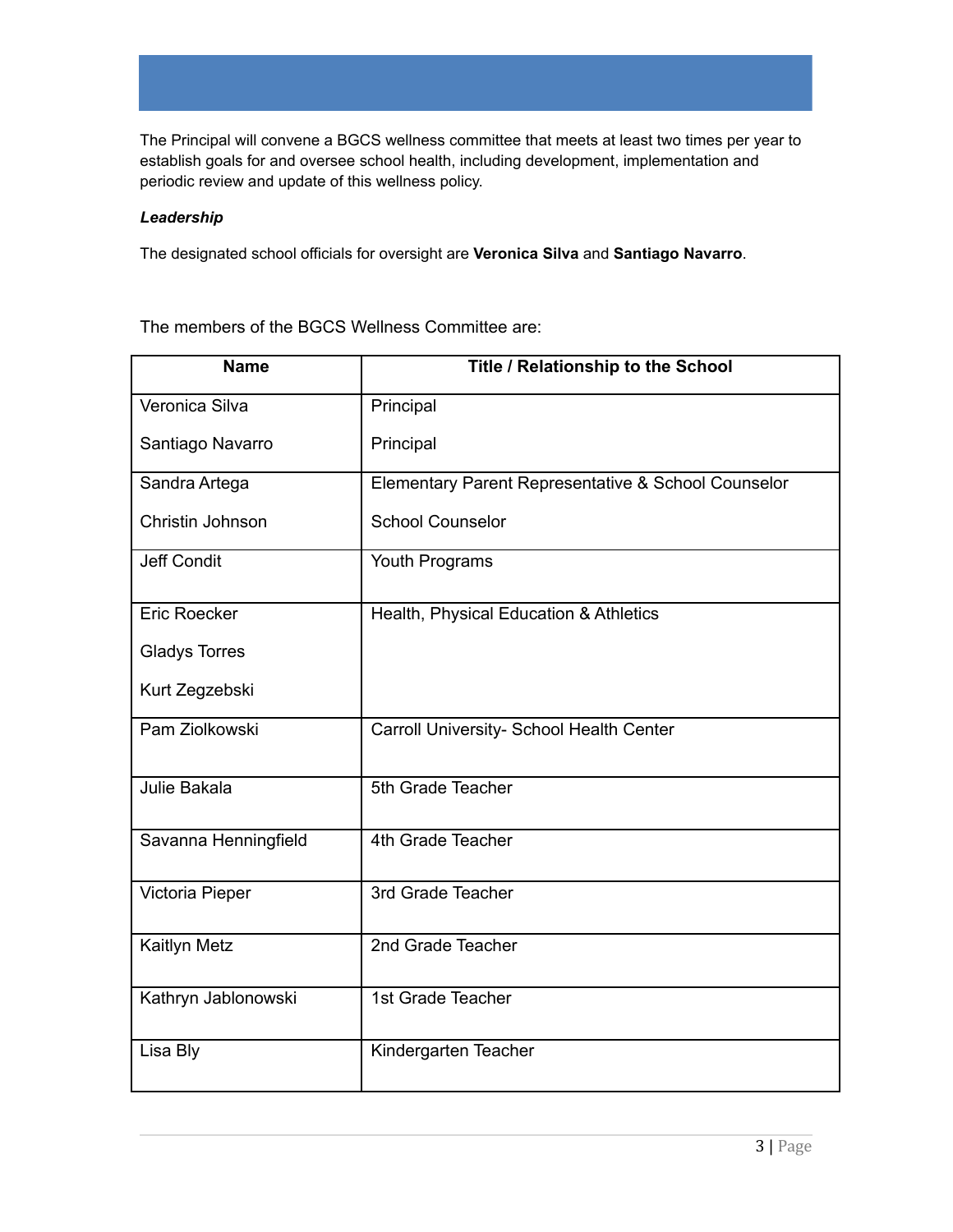The Principal will convene a BGCS wellness committee that meets at least two times per year to establish goals for and oversee school health, including development, implementation and periodic review and update of this wellness policy.

***Leadership***

The designated school officials for oversight are **Veronica Silva** and **Santiago Navarro**.

The members of the BGCS Wellness Committee are:

| Name | Title / Relationship to the School |
|---|---|
| Veronica Silva<br>Santiago Navarro | Principal<br>Principal |
| Sandra Artega<br>Christin Johnson | Elementary Parent Representative & School Counselor<br>School Counselor |
| Jeff Condit | Youth Programs |
| Eric Roecker<br>Gladys Torres<br>Kurt Zegzebski | Health, Physical Education & Athletics |
| Pam Ziolkowski | Carroll University- School Health Center |
| Julie Bakala | 5th Grade Teacher |
| Savanna Henningfield | 4th Grade Teacher |
| Victoria Pieper | 3rd Grade Teacher |
| Kaitlyn Metz | 2nd Grade Teacher |
| Kathryn Jablonowski | 1st Grade Teacher |
| Lisa Bly | Kindergarten Teacher |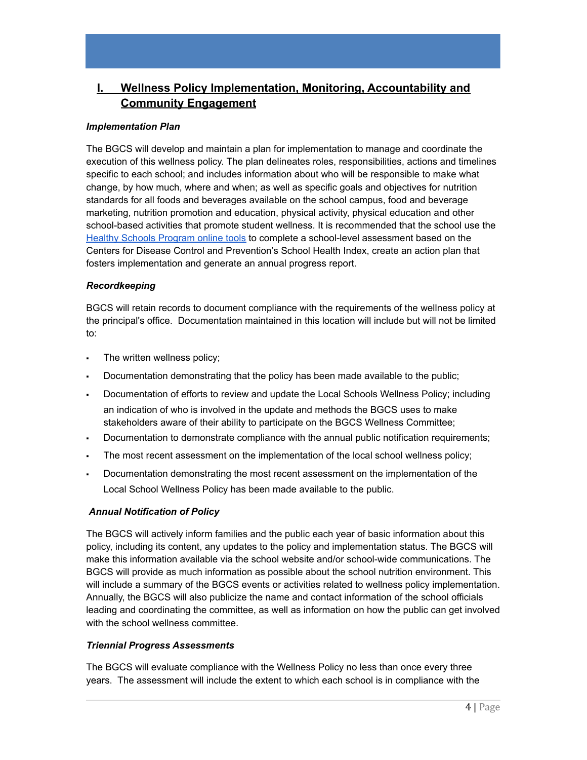## I. Wellness Policy Implementation, Monitoring, Accountability and Community Engagement

***Implementation Plan***

The BGCS will develop and maintain a plan for implementation to manage and coordinate the execution of this wellness policy. The plan delineates roles, responsibilities, actions and timelines specific to each school; and includes information about who will be responsible to make what change, by how much, where and when; as well as specific goals and objectives for nutrition standards for all foods and beverages available on the school campus, food and beverage marketing, nutrition promotion and education, physical activity, physical education and other school-based activities that promote student wellness. It is recommended that the school use the Healthy Schools Program online tools to complete a school-level assessment based on the Centers for Disease Control and Prevention's School Health Index, create an action plan that fosters implementation and generate an annual progress report.

***Recordkeeping***

BGCS will retain records to document compliance with the requirements of the wellness policy at the principal's office. Documentation maintained in this location will include but will not be limited to:

- The written wellness policy;
- Documentation demonstrating that the policy has been made available to the public;
- Documentation of efforts to review and update the Local Schools Wellness Policy; including an indication of who is involved in the update and methods the BGCS uses to make stakeholders aware of their ability to participate on the BGCS Wellness Committee;
- Documentation to demonstrate compliance with the annual public notification requirements;
- The most recent assessment on the implementation of the local school wellness policy;
- Documentation demonstrating the most recent assessment on the implementation of the Local School Wellness Policy has been made available to the public.

***Annual Notification of Policy***

The BGCS will actively inform families and the public each year of basic information about this policy, including its content, any updates to the policy and implementation status. The BGCS will make this information available via the school website and/or school-wide communications. The BGCS will provide as much information as possible about the school nutrition environment. This will include a summary of the BGCS events or activities related to wellness policy implementation. Annually, the BGCS will also publicize the name and contact information of the school officials leading and coordinating the committee, as well as information on how the public can get involved with the school wellness committee.

***Triennial Progress Assessments***

The BGCS will evaluate compliance with the Wellness Policy no less than once every three years. The assessment will include the extent to which each school is in compliance with the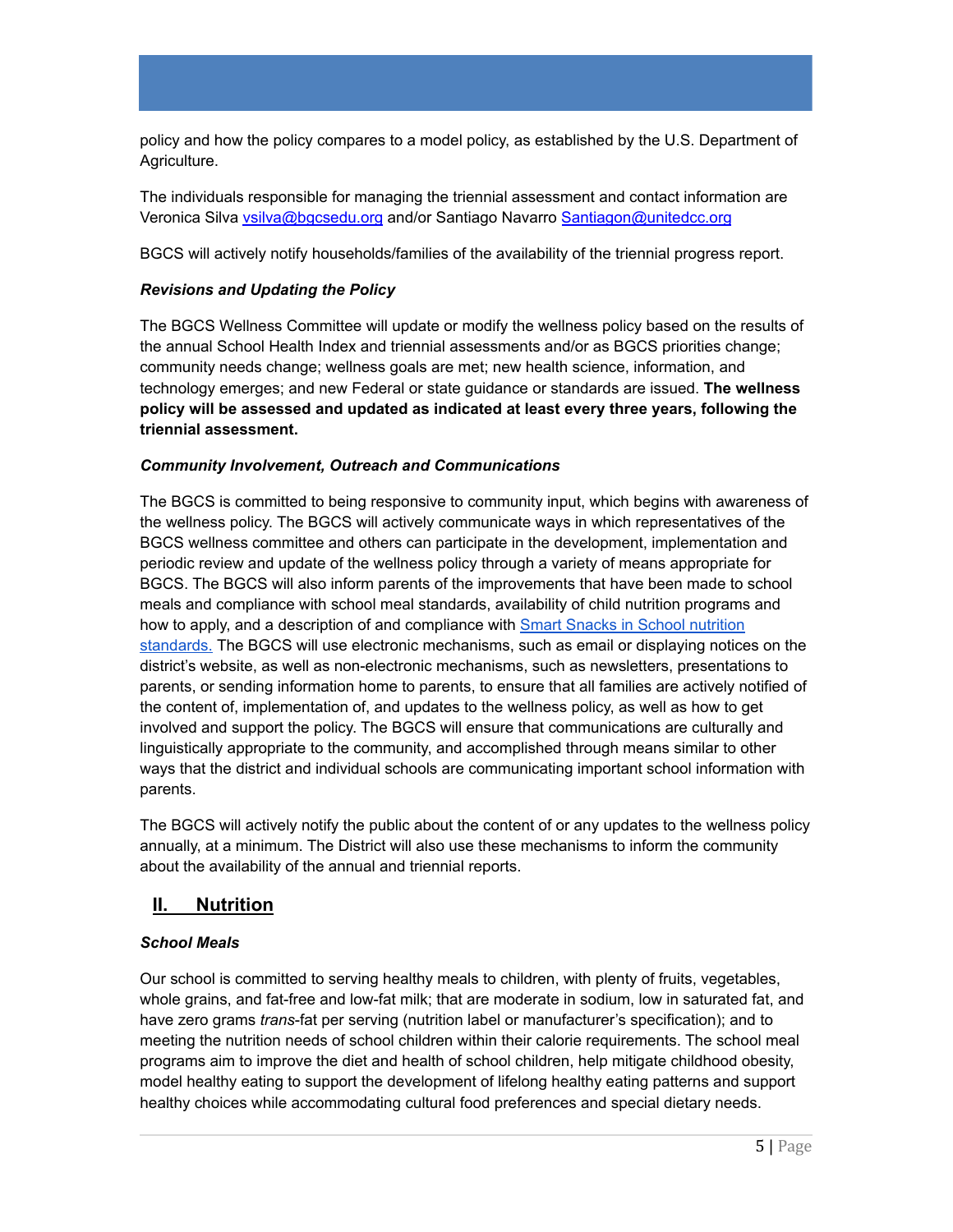policy and how the policy compares to a model policy, as established by the U.S. Department of Agriculture.

The individuals responsible for managing the triennial assessment and contact information are Veronica Silva [vsilva@bgcsedu.org](mailto:vsilva@bgcsedu.org) and/or Santiago Navarro [Santiagon@unitedcc.org](mailto:Santiagon@unitedcc.org)

BGCS will actively notify households/families of the availability of the triennial progress report.

***Revisions and Updating the Policy***

The BGCS Wellness Committee will update or modify the wellness policy based on the results of the annual School Health Index and triennial assessments and/or as BGCS priorities change; community needs change; wellness goals are met; new health science, information, and technology emerges; and new Federal or state guidance or standards are issued. **The wellness policy will be assessed and updated as indicated at least every three years, following the triennial assessment.**

***Community Involvement, Outreach and Communications***

The BGCS is committed to being responsive to community input, which begins with awareness of the wellness policy. The BGCS will actively communicate ways in which representatives of the BGCS wellness committee and others can participate in the development, implementation and periodic review and update of the wellness policy through a variety of means appropriate for BGCS. The BGCS will also inform parents of the improvements that have been made to school meals and compliance with school meal standards, availability of child nutrition programs and how to apply, and a description of and compliance with Smart Snacks in School nutrition standards. The BGCS will use electronic mechanisms, such as email or displaying notices on the district's website, as well as non-electronic mechanisms, such as newsletters, presentations to parents, or sending information home to parents, to ensure that all families are actively notified of the content of, implementation of, and updates to the wellness policy, as well as how to get involved and support the policy. The BGCS will ensure that communications are culturally and linguistically appropriate to the community, and accomplished through means similar to other ways that the district and individual schools are communicating important school information with parents.

The BGCS will actively notify the public about the content of or any updates to the wellness policy annually, at a minimum. The District will also use these mechanisms to inform the community about the availability of the annual and triennial reports.

## II. Nutrition

***School Meals***

Our school is committed to serving healthy meals to children, with plenty of fruits, vegetables, whole grains, and fat-free and low-fat milk; that are moderate in sodium, low in saturated fat, and have zero grams *trans*-fat per serving (nutrition label or manufacturer's specification); and to meeting the nutrition needs of school children within their calorie requirements. The school meal programs aim to improve the diet and health of school children, help mitigate childhood obesity, model healthy eating to support the development of lifelong healthy eating patterns and support healthy choices while accommodating cultural food preferences and special dietary needs.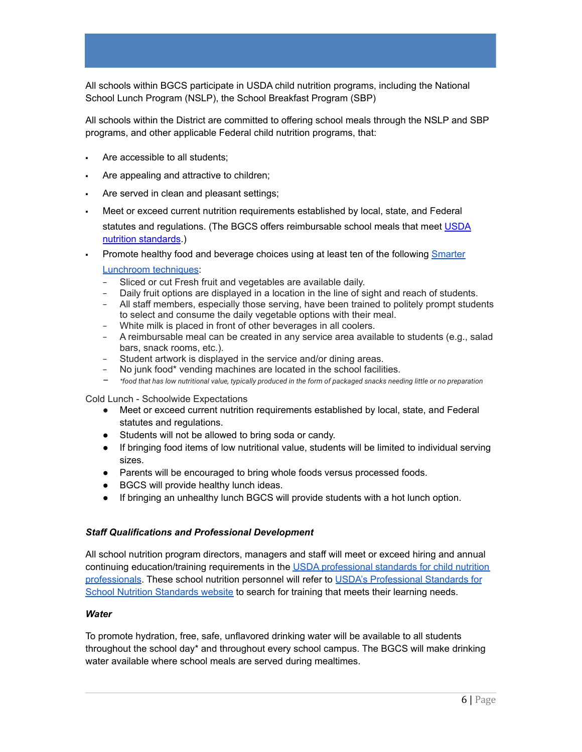All schools within BGCS participate in USDA child nutrition programs, including the National School Lunch Program (NSLP), the School Breakfast Program (SBP)

All schools within the District are committed to offering school meals through the NSLP and SBP programs, and other applicable Federal child nutrition programs, that:

- Are accessible to all students;
- Are appealing and attractive to children;
- Are served in clean and pleasant settings;
- Meet or exceed current nutrition requirements established by local, state, and Federal statutes and regulations. (The BGCS offers reimbursable school meals that meet [USDA nutrition standards](#).)
- Promote healthy food and beverage choices using at least ten of the following [Smarter Lunchroom techniques](#):
  - Sliced or cut Fresh fruit and vegetables are available daily.
  - Daily fruit options are displayed in a location in the line of sight and reach of students.
  - All staff members, especially those serving, have been trained to politely prompt students to select and consume the daily vegetable options with their meal.
  - White milk is placed in front of other beverages in all coolers.
  - A reimbursable meal can be created in any service area available to students (e.g., salad bars, snack rooms, etc.).
  - Student artwork is displayed in the service and/or dining areas.
  - No junk food* vending machines are located in the school facilities.
  - *\*food that has low nutritional value, typically produced in the form of packaged snacks needing little or no preparation*

Cold Lunch - Schoolwide Expectations

- Meet or exceed current nutrition requirements established by local, state, and Federal statutes and regulations.
- Students will not be allowed to bring soda or candy.
- If bringing food items of low nutritional value, students will be limited to individual serving sizes.
- Parents will be encouraged to bring whole foods versus processed foods.
- BGCS will provide healthy lunch ideas.
- If bringing an unhealthy lunch BGCS will provide students with a hot lunch option.

***Staff Qualifications and Professional Development***

All school nutrition program directors, managers and staff will meet or exceed hiring and annual continuing education/training requirements in the [USDA professional standards for child nutrition professionals](#). These school nutrition personnel will refer to [USDA's Professional Standards for School Nutrition Standards website](#) to search for training that meets their learning needs.

***Water***

To promote hydration, free, safe, unflavored drinking water will be available to all students throughout the school day* and throughout every school campus. The BGCS will make drinking water available where school meals are served during mealtimes.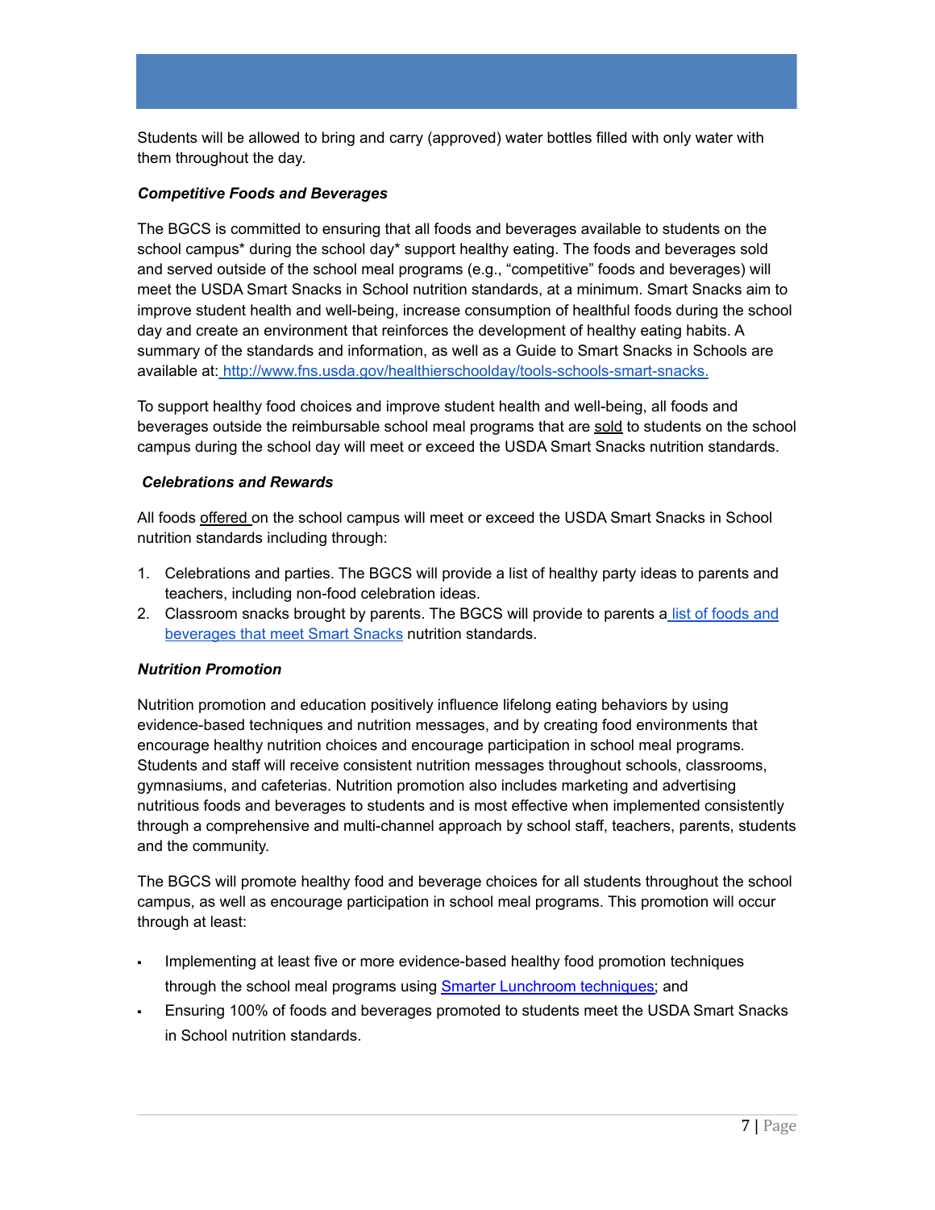Students will be allowed to bring and carry (approved) water bottles filled with only water with them throughout the day.

***Competitive Foods and Beverages***

The BGCS is committed to ensuring that all foods and beverages available to students on the school campus* during the school day* support healthy eating. The foods and beverages sold and served outside of the school meal programs (e.g., "competitive" foods and beverages) will meet the USDA Smart Snacks in School nutrition standards, at a minimum. Smart Snacks aim to improve student health and well-being, increase consumption of healthful foods during the school day and create an environment that reinforces the development of healthy eating habits. A summary of the standards and information, as well as a Guide to Smart Snacks in Schools are available at: [http://www.fns.usda.gov/healthierschoolday/tools-schools-smart-snacks.](http://www.fns.usda.gov/healthierschoolday/tools-schools-smart-snacks)

To support healthy food choices and improve student health and well-being, all foods and beverages outside the reimbursable school meal programs that are <u>sold</u> to students on the school campus during the school day will meet or exceed the USDA Smart Snacks nutrition standards.

***Celebrations and Rewards***

All foods <u>offered</u> on the school campus will meet or exceed the USDA Smart Snacks in School nutrition standards including through:

1. Celebrations and parties. The BGCS will provide a list of healthy party ideas to parents and teachers, including non-food celebration ideas.
2. Classroom snacks brought by parents. The BGCS will provide to parents a list of foods and beverages that meet Smart Snacks nutrition standards.

***Nutrition Promotion***

Nutrition promotion and education positively influence lifelong eating behaviors by using evidence-based techniques and nutrition messages, and by creating food environments that encourage healthy nutrition choices and encourage participation in school meal programs. Students and staff will receive consistent nutrition messages throughout schools, classrooms, gymnasiums, and cafeterias. Nutrition promotion also includes marketing and advertising nutritious foods and beverages to students and is most effective when implemented consistently through a comprehensive and multi-channel approach by school staff, teachers, parents, students and the community.

The BGCS will promote healthy food and beverage choices for all students throughout the school campus, as well as encourage participation in school meal programs. This promotion will occur through at least:

- Implementing at least five or more evidence-based healthy food promotion techniques through the school meal programs using Smarter Lunchroom techniques; and
- Ensuring 100% of foods and beverages promoted to students meet the USDA Smart Snacks in School nutrition standards.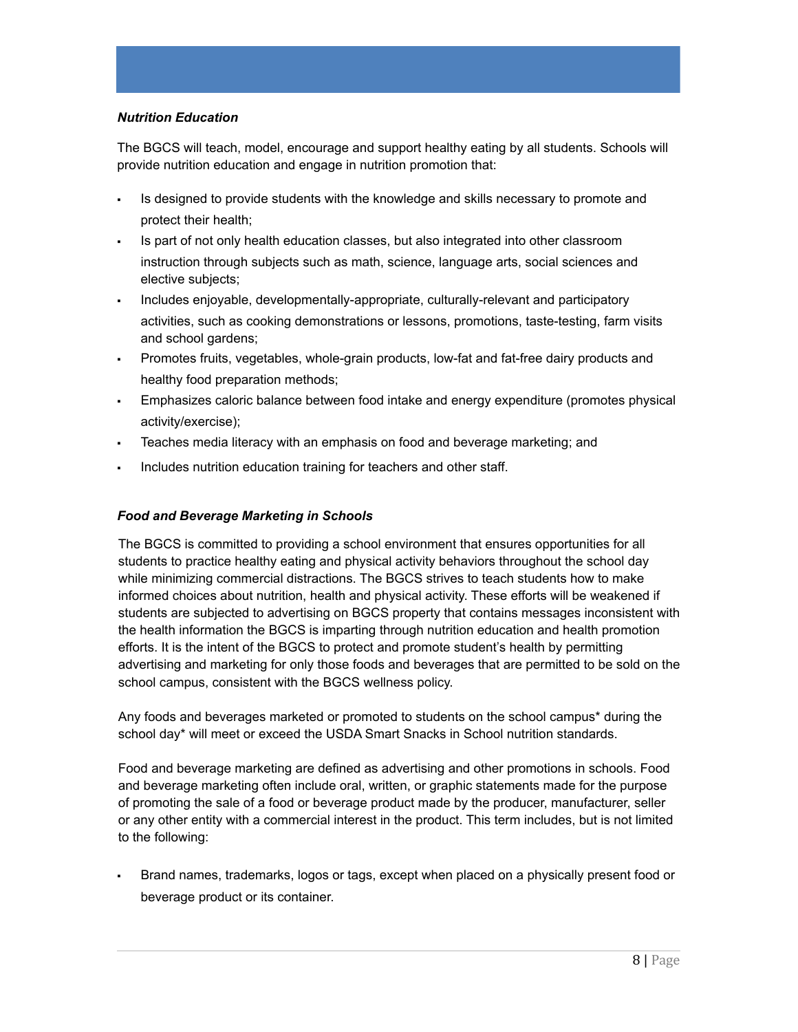***Nutrition Education***

The BGCS will teach, model, encourage and support healthy eating by all students. Schools will provide nutrition education and engage in nutrition promotion that:

- Is designed to provide students with the knowledge and skills necessary to promote and protect their health;
- Is part of not only health education classes, but also integrated into other classroom instruction through subjects such as math, science, language arts, social sciences and elective subjects;
- Includes enjoyable, developmentally-appropriate, culturally-relevant and participatory activities, such as cooking demonstrations or lessons, promotions, taste-testing, farm visits and school gardens;
- Promotes fruits, vegetables, whole-grain products, low-fat and fat-free dairy products and healthy food preparation methods;
- Emphasizes caloric balance between food intake and energy expenditure (promotes physical activity/exercise);
- Teaches media literacy with an emphasis on food and beverage marketing; and
- Includes nutrition education training for teachers and other staff.

***Food and Beverage Marketing in Schools***

The BGCS is committed to providing a school environment that ensures opportunities for all students to practice healthy eating and physical activity behaviors throughout the school day while minimizing commercial distractions. The BGCS strives to teach students how to make informed choices about nutrition, health and physical activity. These efforts will be weakened if students are subjected to advertising on BGCS property that contains messages inconsistent with the health information the BGCS is imparting through nutrition education and health promotion efforts. It is the intent of the BGCS to protect and promote student's health by permitting advertising and marketing for only those foods and beverages that are permitted to be sold on the school campus, consistent with the BGCS wellness policy.

Any foods and beverages marketed or promoted to students on the school campus* during the school day* will meet or exceed the USDA Smart Snacks in School nutrition standards.

Food and beverage marketing are defined as advertising and other promotions in schools. Food and beverage marketing often include oral, written, or graphic statements made for the purpose of promoting the sale of a food or beverage product made by the producer, manufacturer, seller or any other entity with a commercial interest in the product. This term includes, but is not limited to the following:

- Brand names, trademarks, logos or tags, except when placed on a physically present food or beverage product or its container.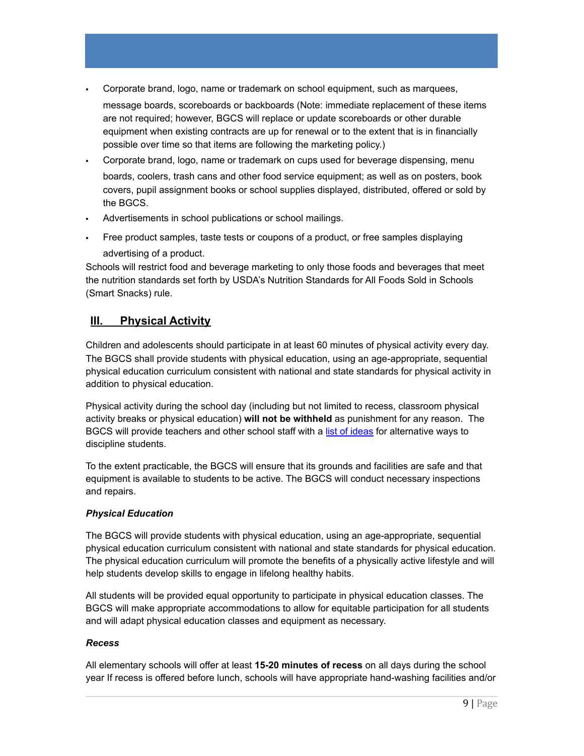- Corporate brand, logo, name or trademark on school equipment, such as marquees, message boards, scoreboards or backboards (Note: immediate replacement of these items are not required; however, BGCS will replace or update scoreboards or other durable equipment when existing contracts are up for renewal or to the extent that is in financially possible over time so that items are following the marketing policy.)
- Corporate brand, logo, name or trademark on cups used for beverage dispensing, menu boards, coolers, trash cans and other food service equipment; as well as on posters, book covers, pupil assignment books or school supplies displayed, distributed, offered or sold by the BGCS.
- Advertisements in school publications or school mailings.
- Free product samples, taste tests or coupons of a product, or free samples displaying advertising of a product.

Schools will restrict food and beverage marketing to only those foods and beverages that meet the nutrition standards set forth by USDA's Nutrition Standards for All Foods Sold in Schools (Smart Snacks) rule.

## III. Physical Activity

Children and adolescents should participate in at least 60 minutes of physical activity every day. The BGCS shall provide students with physical education, using an age-appropriate, sequential physical education curriculum consistent with national and state standards for physical activity in addition to physical education.

Physical activity during the school day (including but not limited to recess, classroom physical activity breaks or physical education) **will not be withheld** as punishment for any reason. The BGCS will provide teachers and other school staff with a list of ideas for alternative ways to discipline students.

To the extent practicable, the BGCS will ensure that its grounds and facilities are safe and that equipment is available to students to be active. The BGCS will conduct necessary inspections and repairs.

***Physical Education***

The BGCS will provide students with physical education, using an age-appropriate, sequential physical education curriculum consistent with national and state standards for physical education. The physical education curriculum will promote the benefits of a physically active lifestyle and will help students develop skills to engage in lifelong healthy habits.

All students will be provided equal opportunity to participate in physical education classes. The BGCS will make appropriate accommodations to allow for equitable participation for all students and will adapt physical education classes and equipment as necessary.

***Recess***

All elementary schools will offer at least **15-20 minutes of recess** on all days during the school year If recess is offered before lunch, schools will have appropriate hand-washing facilities and/or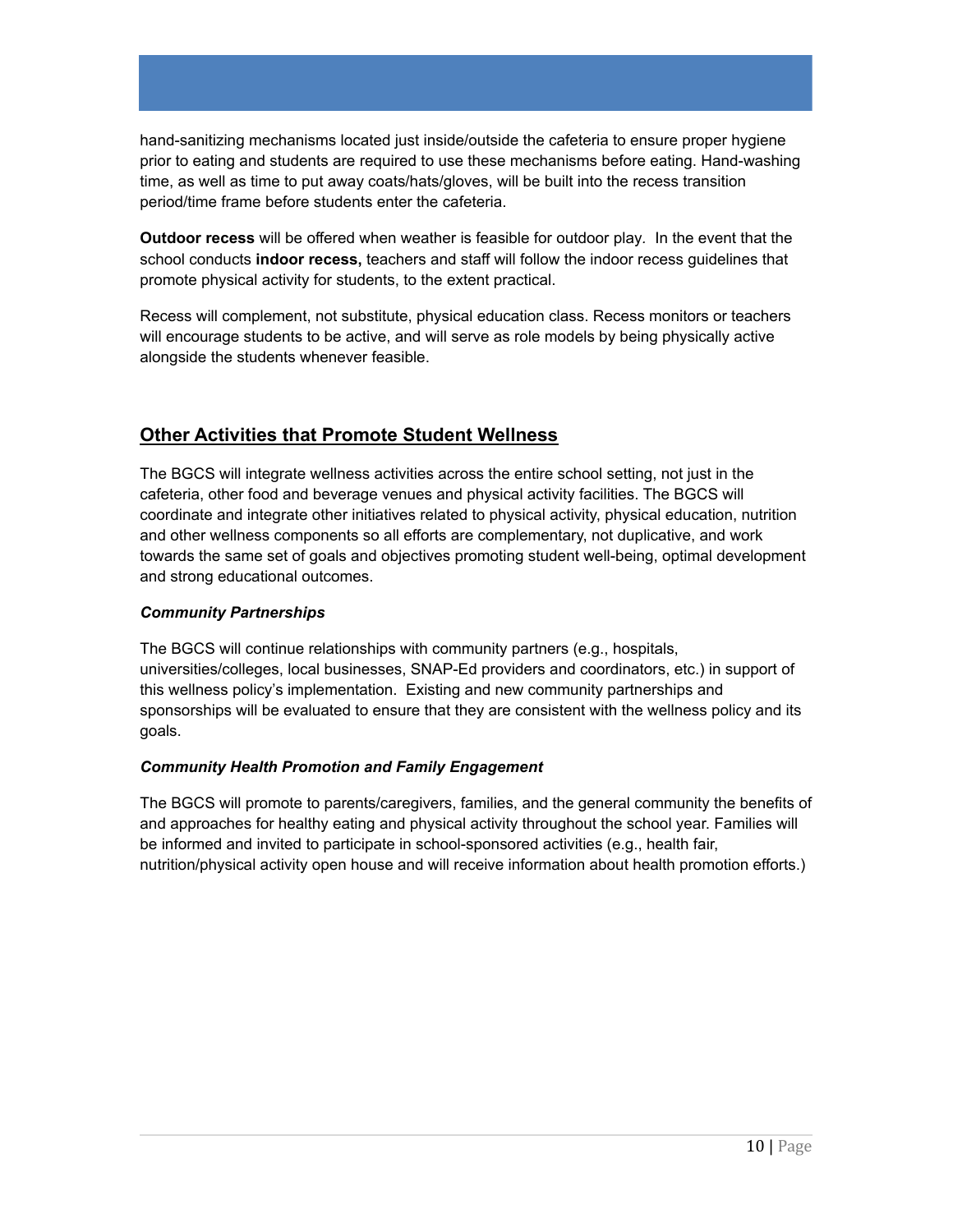hand-sanitizing mechanisms located just inside/outside the cafeteria to ensure proper hygiene prior to eating and students are required to use these mechanisms before eating. Hand-washing time, as well as time to put away coats/hats/gloves, will be built into the recess transition period/time frame before students enter the cafeteria.

**Outdoor recess** will be offered when weather is feasible for outdoor play. In the event that the school conducts **indoor recess,** teachers and staff will follow the indoor recess guidelines that promote physical activity for students, to the extent practical.

Recess will complement, not substitute, physical education class. Recess monitors or teachers will encourage students to be active, and will serve as role models by being physically active alongside the students whenever feasible.

## Other Activities that Promote Student Wellness

The BGCS will integrate wellness activities across the entire school setting, not just in the cafeteria, other food and beverage venues and physical activity facilities. The BGCS will coordinate and integrate other initiatives related to physical activity, physical education, nutrition and other wellness components so all efforts are complementary, not duplicative, and work towards the same set of goals and objectives promoting student well-being, optimal development and strong educational outcomes.

### *Community Partnerships*

The BGCS will continue relationships with community partners (e.g., hospitals, universities/colleges, local businesses, SNAP-Ed providers and coordinators, etc.) in support of this wellness policy's implementation. Existing and new community partnerships and sponsorships will be evaluated to ensure that they are consistent with the wellness policy and its goals.

### *Community Health Promotion and Family Engagement*

The BGCS will promote to parents/caregivers, families, and the general community the benefits of and approaches for healthy eating and physical activity throughout the school year. Families will be informed and invited to participate in school-sponsored activities (e.g., health fair, nutrition/physical activity open house and will receive information about health promotion efforts.)